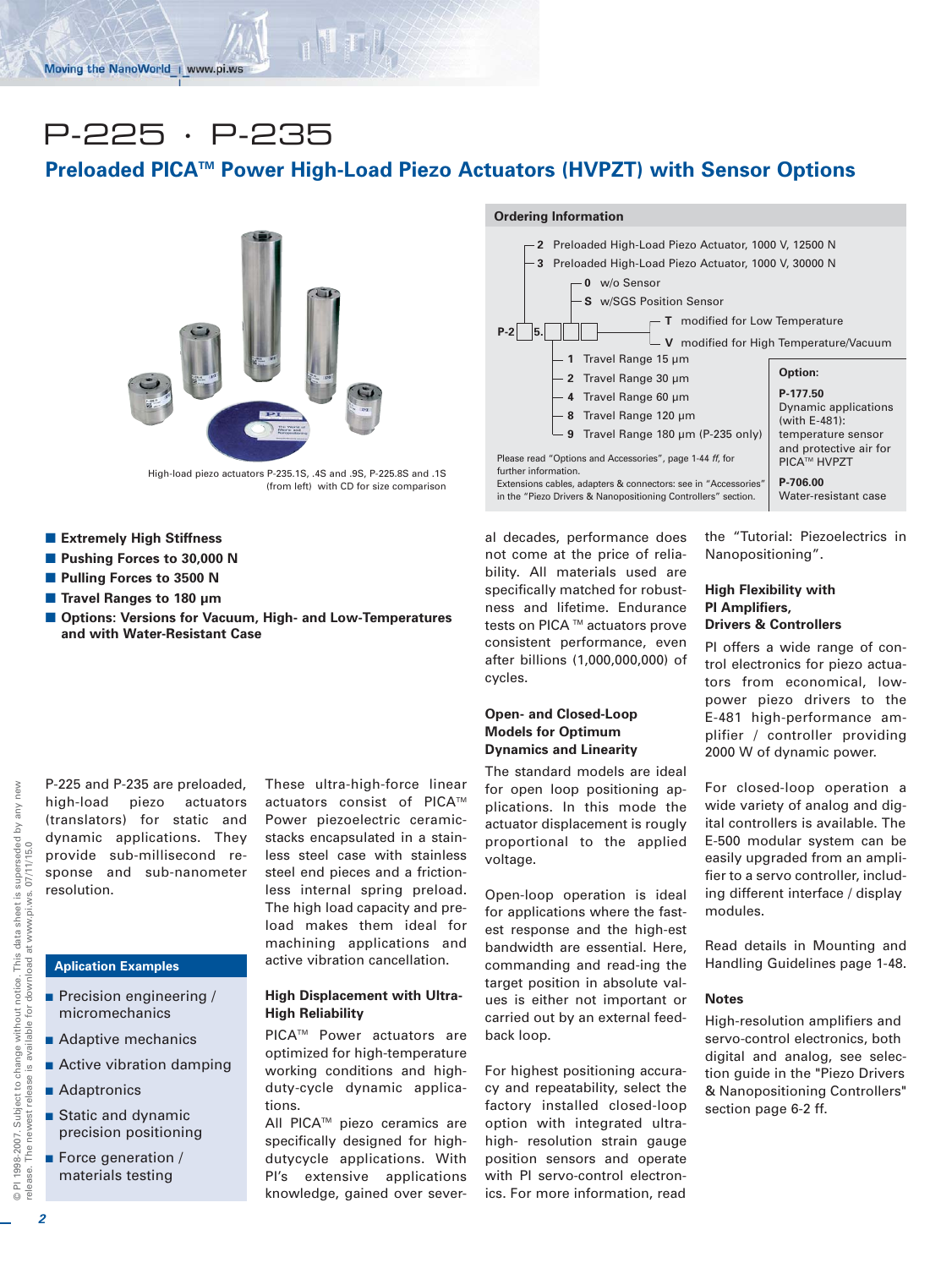# P-225 · P-235

## Preloaded PICA™ Power High-Load Piezo Actuators (HVPZT) with Sensor Options

High-load piezo actuators P-235.1S, .4S and .9S, P-225.8S and .1S (from left) with CD for size comparison

### Ordering Information

P-2[ ]5.[ ][ ][ ]

- **2** Preloaded High-Load Piezo Actuator, 1000 V, 12500 N
- **3** Preloaded High-Load Piezo Actuator, 1000 V, 30000 N

- **0** w/o Sensor
- **S** w/SGS Position Sensor

- **T** modified for Low Temperature
- **V** modified for High Temperature/Vacuum

- **1** Travel Range 15 µm
- **2** Travel Range 30 µm
- **4** Travel Range 60 µm
- **8** Travel Range 120 µm
- **9** Travel Range 180 µm (P-235 only)

Please read "Options and Accessories", page 1-44 *ff*, for further information.
Extensions cables, adapters & connectors: see in "Accessories" in the "Piezo Drivers & Nanopositioning Controllers" section.

**Option:**

**P-177.50**
Dynamic applications (with E-481): temperature sensor and protective air for PICA™ HVPZT

**P-706.00**
Water-resistant case

- **Extremely High Stiffness**
- **Pushing Forces to 30,000 N**
- **Pulling Forces to 3500 N**
- **Travel Ranges to 180 µm**
- **Options: Versions for Vacuum, High- and Low-Temperatures and with Water-Resistant Case**

P-225 and P-235 are preloaded, high-load piezo actuators (translators) for static and dynamic applications. They provide sub-millisecond response and sub-nanometer resolution.

### Aplication Examples

- Precision engineering / micromechanics
- Adaptive mechanics
- Active vibration damping
- Adaptronics
- Static and dynamic precision positioning
- Force generation / materials testing

These ultra-high-force linear actuators consist of PICA™ Power piezoelectric ceramic-stacks encapsulated in a stainless steel case with stainless steel end pieces and a frictionless internal spring preload. The high load capacity and preload makes them ideal for machining applications and active vibration cancellation.

### High Displacement with Ultra-High Reliability

PICA™ Power actuators are optimized for high-temperature working conditions and high-duty-cycle dynamic applications.

All PICA™ piezo ceramics are specifically designed for high-dutycycle applications. With PI's extensive applications knowledge, gained over several decades, performance does not come at the price of reliability. All materials used are specifically matched for robustness and lifetime. Endurance tests on PICA ™ actuators prove consistent performance, even after billions (1,000,000,000) of cycles.

### Open- and Closed-Loop Models for Optimum Dynamics and Linearity

The standard models are ideal for open loop positioning applications. In this mode the actuator displacement is roughly proportional to the applied voltage.

Open-loop operation is ideal for applications where the fastest response and the highest bandwidth are essential. Here, commanding and read-ing the target position in absolute values is either not important or carried out by an external feedback loop.

For highest positioning accuracy and repeatability, select the factory installed closed-loop option with integrated ultra-high- resolution strain gauge position sensors and operate with PI servo-control electronics. For more information, read the "Tutorial: Piezoelectrics in Nanopositioning".

### High Flexibility with PI Amplifiers, Drivers & Controllers

PI offers a wide range of control electronics for piezo actuators from economical, low-power piezo drivers to the E-481 high-performance amplifier / controller providing 2000 W of dynamic power.

For closed-loop operation a wide variety of analog and digital controllers is available. The E-500 modular system can be easily upgraded from an amplifier to a servo controller, including different interface / display modules.

Read details in Mounting and Handling Guidelines page 1-48.

### Notes

High-resolution amplifiers and servo-control electronics, both digital and analog, see selection guide in the "Piezo Drivers & Nanopositioning Controllers" section page 6-2 ff.

© PI 1998-2007. Subject to change without notice. This data sheet is superseded by any new release. The newest release is available for download at www.pi.ws. 07/11/15.0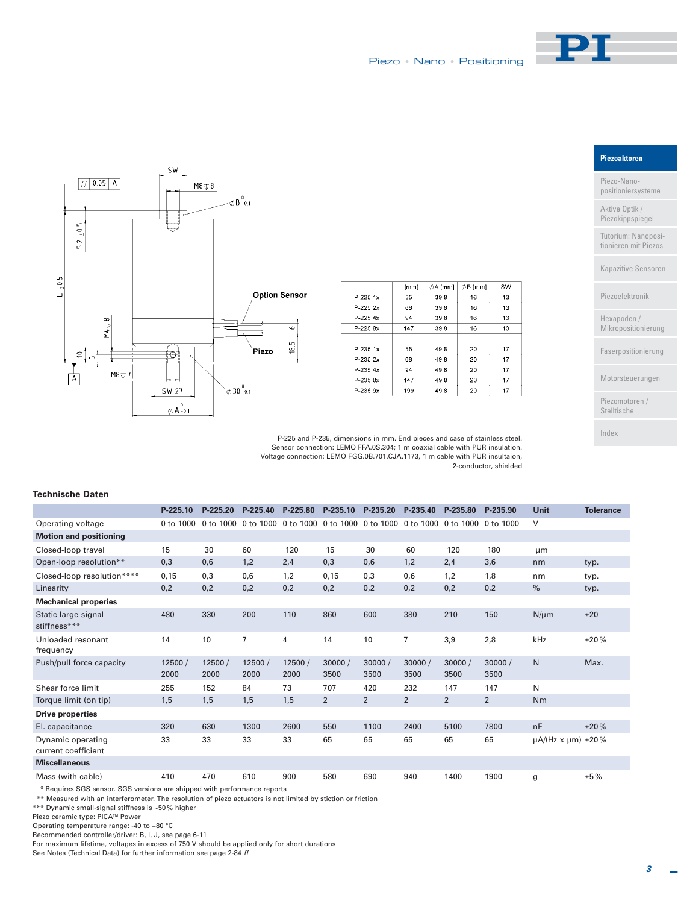| | L [mm] | ∅A [mm] | ∅B [mm] | SW |
|---|---|---|---|---|
| P-225.1x | 55 | 39.8 | 16 | 13 |
| P-225.2x | 68 | 39.8 | 16 | 13 |
| P-225.4x | 94 | 39.8 | 16 | 13 |
| P-225.8x | 147 | 39.8 | 16 | 13 |
| | | | | |
| P-235.1x | 55 | 49.8 | 20 | 17 |
| P-235.2x | 68 | 49.8 | 20 | 17 |
| P-235.4x | 94 | 49.8 | 20 | 17 |
| P-235.8x | 147 | 49.8 | 20 | 17 |
| P-235.9x | 199 | 49.8 | 20 | 17 |

P-225 and P-235, dimensions in mm. End pieces and case of stainless steel. Sensor connection: LEMO FFA.0S.304; 1 m coaxial cable with PUR insulation. Voltage connection: LEMO FGG.0B.701.CJA.1173, 1 m cable with PUR insultaion, 2-conductor, shielded

## Technische Daten

| | P-225.10 | P-225.20 | P-225.40 | P-225.80 | P-235.10 | P-235.20 | P-235.40 | P-235.80 | P-235.90 | Unit | Tolerance |
|---|---|---|---|---|---|---|---|---|---|---|---|
| Operating voltage | 0 to 1000 | 0 to 1000 | 0 to 1000 | 0 to 1000 | 0 to 1000 | 0 to 1000 | 0 to 1000 | 0 to 1000 | 0 to 1000 | V | |
| **Motion and positioning** | | | | | | | | | | | |
| Closed-loop travel | 15 | 30 | 60 | 120 | 15 | 30 | 60 | 120 | 180 | µm | |
| Open-loop resolution** | 0,3 | 0,6 | 1,2 | 2,4 | 0,3 | 0,6 | 1,2 | 2,4 | 3,6 | nm | typ. |
| Closed-loop resolution**** | 0,15 | 0,3 | 0,6 | 1,2 | 0,15 | 0,3 | 0,6 | 1,2 | 1,8 | nm | typ. |
| Linearity | 0,2 | 0,2 | 0,2 | 0,2 | 0,2 | 0,2 | 0,2 | 0,2 | 0,2 | % | typ. |
| **Mechanical properies** | | | | | | | | | | | |
| Static large-signal stiffness*** | 480 | 330 | 200 | 110 | 860 | 600 | 380 | 210 | 150 | N/µm | ±20 |
| Unloaded resonant frequency | 14 | 10 | 7 | 4 | 14 | 10 | 7 | 3,9 | 2,8 | kHz | ±20% |
| Push/pull force capacity | 12500 / 2000 | 12500 / 2000 | 12500 / 2000 | 12500 / 2000 | 30000 / 3500 | 30000 / 3500 | 30000 / 3500 | 30000 / 3500 | 30000 / 3500 | N | Max. |
| Shear force limit | 255 | 152 | 84 | 73 | 707 | 420 | 232 | 147 | 147 | N | |
| Torque limit (on tip) | 1,5 | 1,5 | 1,5 | 1,5 | 2 | 2 | 2 | 2 | 2 | Nm | |
| **Drive properties** | | | | | | | | | | | |
| El. capacitance | 320 | 630 | 1300 | 2600 | 550 | 1100 | 2400 | 5100 | 7800 | nF | ±20% |
| Dynamic operating current coefficient | 33 | 33 | 33 | 33 | 65 | 65 | 65 | 65 | 65 | µA/(Hz x µm) | ±20% |
| **Miscellaneous** | | | | | | | | | | | |
| Mass (with cable) | 410 | 470 | 610 | 900 | 580 | 690 | 940 | 1400 | 1900 | g | ±5% |

\* Requires SGS sensor. SGS versions are shipped with performance reports
** Measured with an interferometer. The resolution of piezo actuators is not limited by stiction or friction
*** Dynamic small-signal stiffness is ~50% higher
Piezo ceramic type: PICA™ Power
Operating temperature range: -40 to +80 °C
Recommended controller/driver: B, I, J, see page 6-11
For maximum lifetime, voltages in excess of 750 V should be applied only for short durations
See Notes (Technical Data) for further information see page 2-84 *ff*